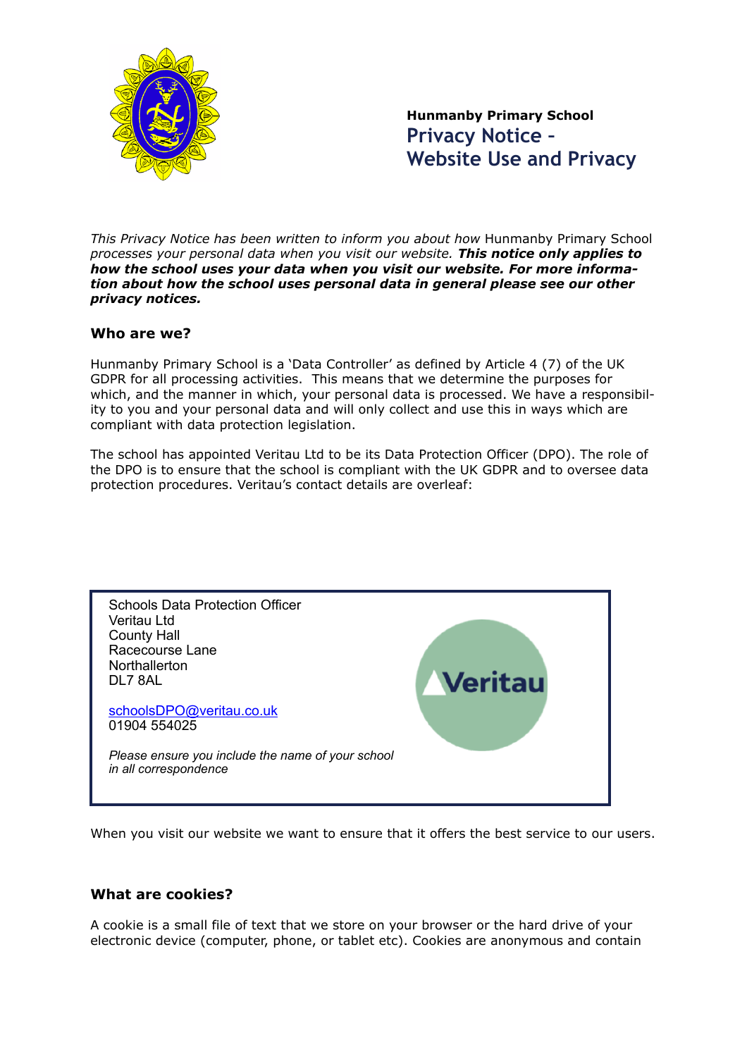**Hunmanby Primary School**

# Privacy Notice – Website Use and Privacy

*This Privacy Notice has been written to inform you about how* Hunmanby Primary School *processes your personal data when you visit our website.* ***This notice only applies to how the school uses your data when you visit our website. For more information about how the school uses personal data in general please see our other privacy notices.***

### Who are we?

Hunmanby Primary School is a 'Data Controller' as defined by Article 4 (7) of the UK GDPR for all processing activities. This means that we determine the purposes for which, and the manner in which, your personal data is processed. We have a responsibility to you and your personal data and will only collect and use this in ways which are compliant with data protection legislation.

The school has appointed Veritau Ltd to be its Data Protection Officer (DPO). The role of the DPO is to ensure that the school is compliant with the UK GDPR and to oversee data protection procedures. Veritau's contact details are overleaf:

Schools Data Protection Officer
Veritau Ltd
County Hall
Racecourse Lane
Northallerton
DL7 8AL

schoolsDPO@veritau.co.uk
01904 554025

*Please ensure you include the name of your school in all correspondence*

When you visit our website we want to ensure that it offers the best service to our users.

### What are cookies?

A cookie is a small file of text that we store on your browser or the hard drive of your electronic device (computer, phone, or tablet etc). Cookies are anonymous and contain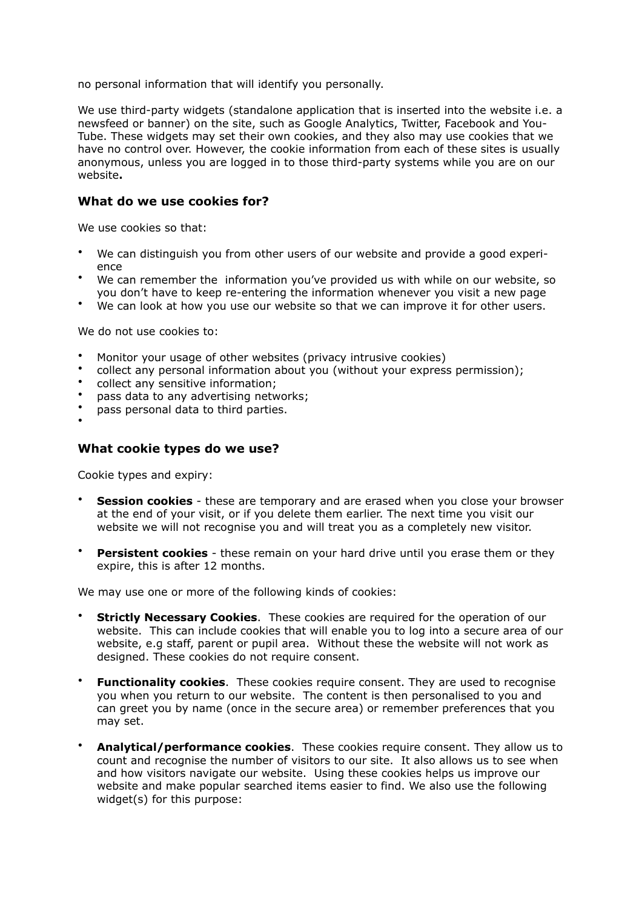no personal information that will identify you personally.

We use third-party widgets (standalone application that is inserted into the website i.e. a newsfeed or banner) on the site, such as Google Analytics, Twitter, Facebook and YouTube. These widgets may set their own cookies, and they also may use cookies that we have no control over. However, the cookie information from each of these sites is usually anonymous, unless you are logged in to those third-party systems while you are on our website**.**

### What do we use cookies for?

We use cookies so that:

- We can distinguish you from other users of our website and provide a good experience
- We can remember the information you've provided us with while on our website, so you don't have to keep re-entering the information whenever you visit a new page
- We can look at how you use our website so that we can improve it for other users.

We do not use cookies to:

- Monitor your usage of other websites (privacy intrusive cookies)
- collect any personal information about you (without your express permission);
- collect any sensitive information;
- pass data to any advertising networks;
- pass personal data to third parties.

### What cookie types do we use?

Cookie types and expiry:

- **Session cookies** - these are temporary and are erased when you close your browser at the end of your visit, or if you delete them earlier. The next time you visit our website we will not recognise you and will treat you as a completely new visitor.
- **Persistent cookies** - these remain on your hard drive until you erase them or they expire, this is after 12 months.

We may use one or more of the following kinds of cookies:

- **Strictly Necessary Cookies**. These cookies are required for the operation of our website. This can include cookies that will enable you to log into a secure area of our website, e.g staff, parent or pupil area. Without these the website will not work as designed. These cookies do not require consent.
- **Functionality cookies**. These cookies require consent. They are used to recognise you when you return to our website. The content is then personalised to you and can greet you by name (once in the secure area) or remember preferences that you may set.
- **Analytical/performance cookies**. These cookies require consent. They allow us to count and recognise the number of visitors to our site. It also allows us to see when and how visitors navigate our website. Using these cookies helps us improve our website and make popular searched items easier to find. We also use the following widget(s) for this purpose: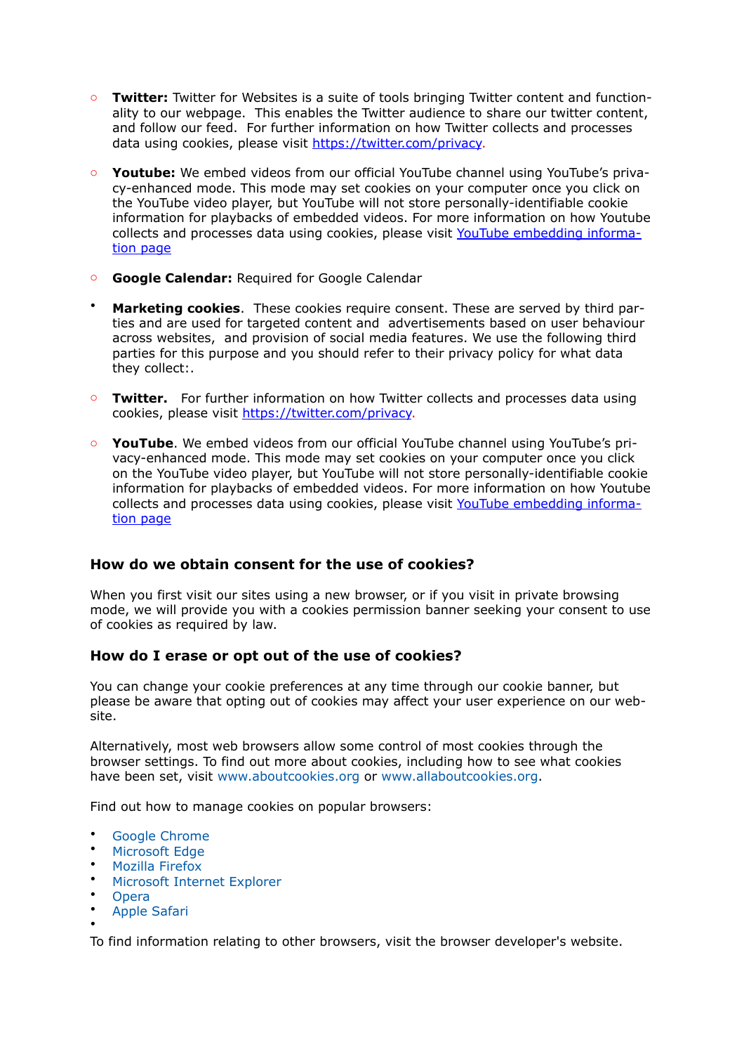- **Twitter:** Twitter for Websites is a suite of tools bringing Twitter content and functionality to our webpage. This enables the Twitter audience to share our twitter content, and follow our feed. For further information on how Twitter collects and processes data using cookies, please visit [https://twitter.com/privacy](https://twitter.com/privacy).

- **Youtube:** We embed videos from our official YouTube channel using YouTube's privacy-enhanced mode. This mode may set cookies on your computer once you click on the YouTube video player, but YouTube will not store personally-identifiable cookie information for playbacks of embedded videos. For more information on how Youtube collects and processes data using cookies, please visit [YouTube embedding information page]()

- **Google Calendar:** Required for Google Calendar

- **Marketing cookies**. These cookies require consent. These are served by third parties and are used for targeted content and advertisements based on user behaviour across websites, and provision of social media features. We use the following third parties for this purpose and you should refer to their privacy policy for what data they collect:.

  - **Twitter.** For further information on how Twitter collects and processes data using cookies, please visit [https://twitter.com/privacy](https://twitter.com/privacy).

  - **YouTube**. We embed videos from our official YouTube channel using YouTube's privacy-enhanced mode. This mode may set cookies on your computer once you click on the YouTube video player, but YouTube will not store personally-identifiable cookie information for playbacks of embedded videos. For more information on how Youtube collects and processes data using cookies, please visit [YouTube embedding information page]()

### How do we obtain consent for the use of cookies?

When you first visit our sites using a new browser, or if you visit in private browsing mode, we will provide you with a cookies permission banner seeking your consent to use of cookies as required by law.

### How do I erase or opt out of the use of cookies?

You can change your cookie preferences at any time through our cookie banner, but please be aware that opting out of cookies may affect your user experience on our website.

Alternatively, most web browsers allow some control of most cookies through the browser settings. To find out more about cookies, including how to see what cookies have been set, visit www.aboutcookies.org or www.allaboutcookies.org.

Find out how to manage cookies on popular browsers:

- Google Chrome
- Microsoft Edge
- Mozilla Firefox
- Microsoft Internet Explorer
- Opera
- Apple Safari

To find information relating to other browsers, visit the browser developer's website.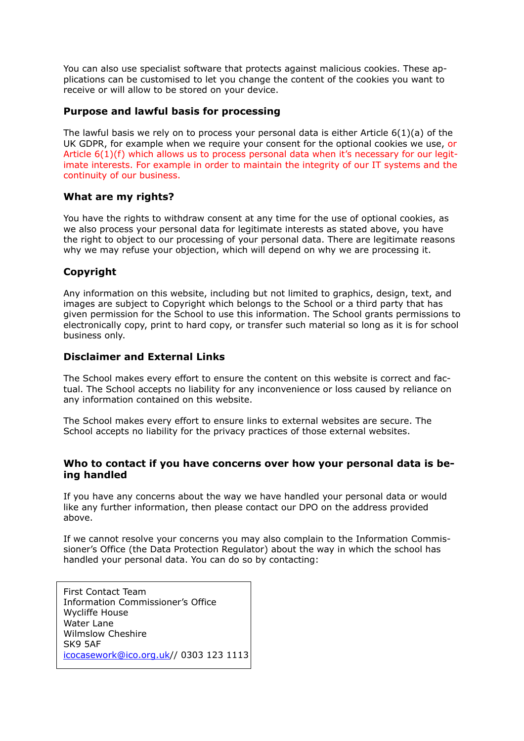You can also use specialist software that protects against malicious cookies. These applications can be customised to let you change the content of the cookies you want to receive or will allow to be stored on your device.

### Purpose and lawful basis for processing

The lawful basis we rely on to process your personal data is either Article 6(1)(a) of the UK GDPR, for example when we require your consent for the optional cookies we use, or Article 6(1)(f) which allows us to process personal data when it's necessary for our legitimate interests. For example in order to maintain the integrity of our IT systems and the continuity of our business.

### What are my rights?

You have the rights to withdraw consent at any time for the use of optional cookies, as we also process your personal data for legitimate interests as stated above, you have the right to object to our processing of your personal data. There are legitimate reasons why we may refuse your objection, which will depend on why we are processing it.

### Copyright

Any information on this website, including but not limited to graphics, design, text, and images are subject to Copyright which belongs to the School or a third party that has given permission for the School to use this information. The School grants permissions to electronically copy, print to hard copy, or transfer such material so long as it is for school business only.

### Disclaimer and External Links

The School makes every effort to ensure the content on this website is correct and factual. The School accepts no liability for any inconvenience or loss caused by reliance on any information contained on this website.

The School makes every effort to ensure links to external websites are secure. The School accepts no liability for the privacy practices of those external websites.

### Who to contact if you have concerns over how your personal data is being handled

If you have any concerns about the way we have handled your personal data or would like any further information, then please contact our DPO on the address provided above.

If we cannot resolve your concerns you may also complain to the Information Commissioner's Office (the Data Protection Regulator) about the way in which the school has handled your personal data. You can do so by contacting:

First Contact Team
Information Commissioner's Office
Wycliffe House
Water Lane
Wilmslow Cheshire
SK9 5AF
icocasework@ico.org.uk// 0303 123 1113